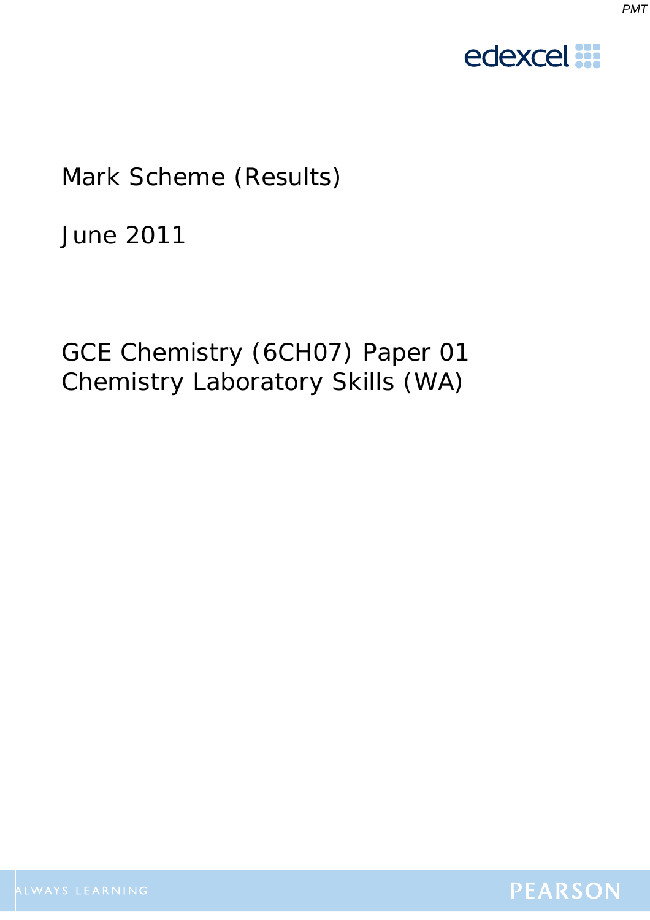# Mark Scheme (Results)

June 2011

GCE Chemistry (6CH07) Paper 01
Chemistry Laboratory Skills (WA)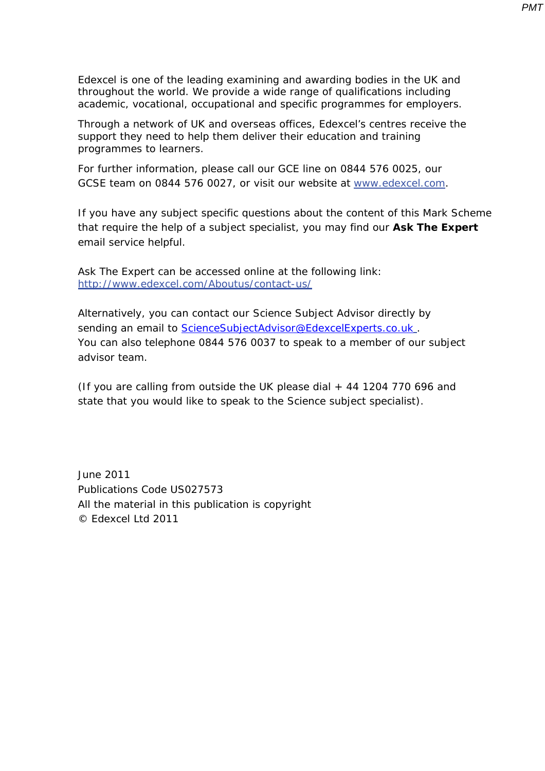Edexcel is one of the leading examining and awarding bodies in the UK and throughout the world. We provide a wide range of qualifications including academic, vocational, occupational and specific programmes for employers.

Through a network of UK and overseas offices, Edexcel's centres receive the support they need to help them deliver their education and training programmes to learners.

For further information, please call our GCE line on 0844 576 0025, our GCSE team on 0844 576 0027, or visit our website at [www.edexcel.com](http://www.edexcel.com).

If you have any subject specific questions about the content of this Mark Scheme that require the help of a subject specialist, you may find our **Ask The Expert** email service helpful.

Ask The Expert can be accessed online at the following link:
[http://www.edexcel.com/Aboutus/contact-us/](http://www.edexcel.com/Aboutus/contact-us/)

Alternatively, you can contact our Science Subject Advisor directly by sending an email to [ScienceSubjectAdvisor@EdexcelExperts.co.uk](mailto:ScienceSubjectAdvisor@EdexcelExperts.co.uk).
You can also telephone 0844 576 0037 to speak to a member of our subject advisor team.

(If you are calling from outside the UK please dial + 44 1204 770 696 and state that you would like to speak to the Science subject specialist).

June 2011
Publications Code US027573
All the material in this publication is copyright
© Edexcel Ltd 2011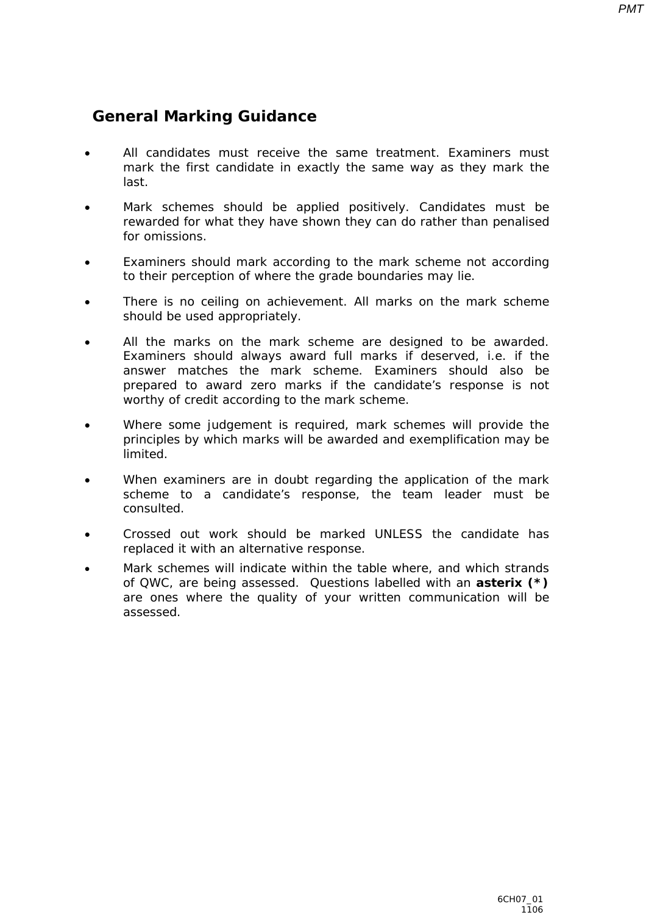## General Marking Guidance

- All candidates must receive the same treatment. Examiners must mark the first candidate in exactly the same way as they mark the last.
- Mark schemes should be applied positively. Candidates must be rewarded for what they have shown they can do rather than penalised for omissions.
- Examiners should mark according to the mark scheme not according to their perception of where the grade boundaries may lie.
- There is no ceiling on achievement. All marks on the mark scheme should be used appropriately.
- All the marks on the mark scheme are designed to be awarded. Examiners should always award full marks if deserved, i.e. if the answer matches the mark scheme. Examiners should also be prepared to award zero marks if the candidate's response is not worthy of credit according to the mark scheme.
- Where some judgement is required, mark schemes will provide the principles by which marks will be awarded and exemplification may be limited.
- When examiners are in doubt regarding the application of the mark scheme to a candidate's response, the team leader must be consulted.
- Crossed out work should be marked UNLESS the candidate has replaced it with an alternative response.
- Mark schemes will indicate within the table where, and which strands of QWC, are being assessed. Questions labelled with an **asterix (*)** are ones where the quality of your written communication will be assessed.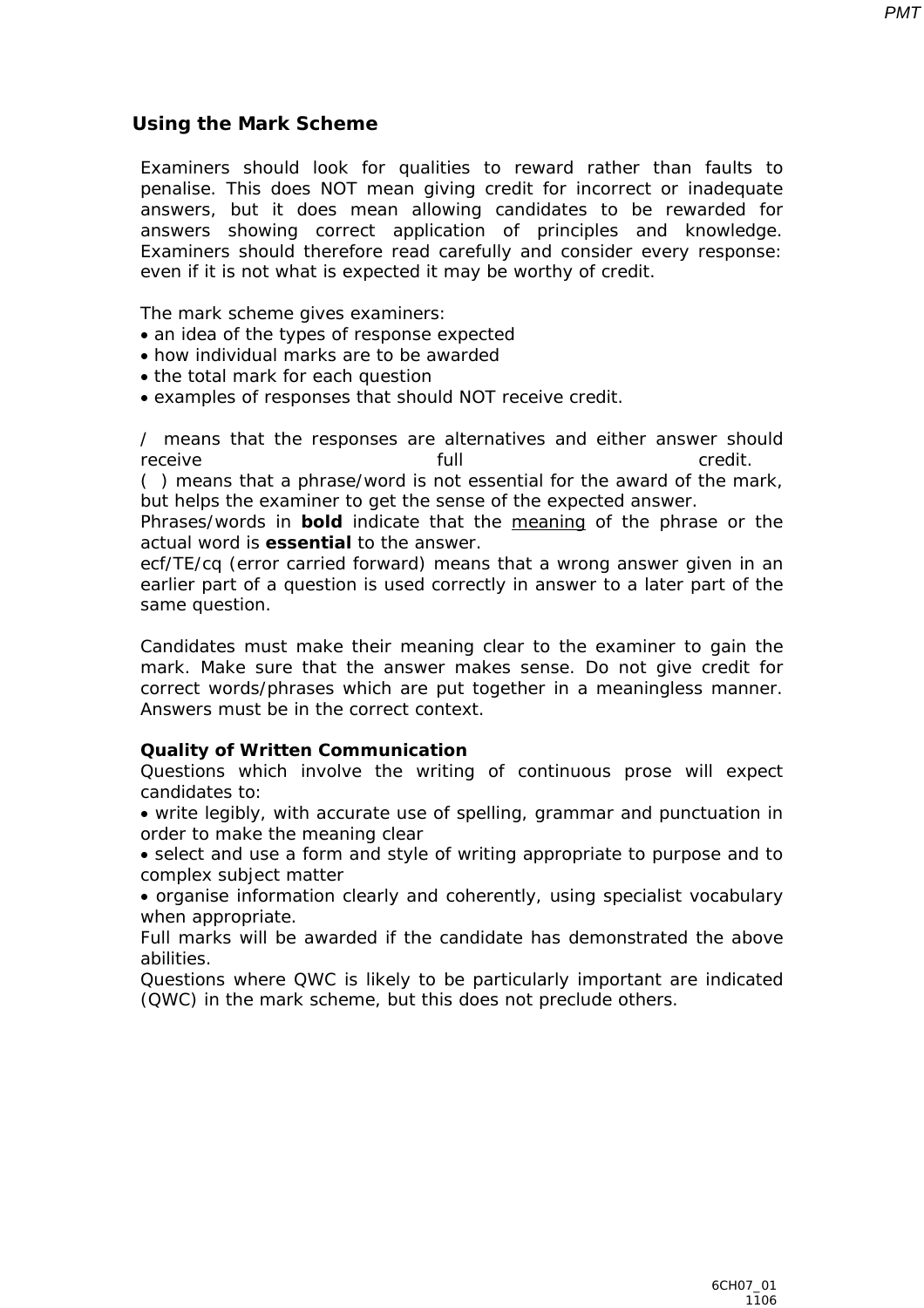## Using the Mark Scheme

Examiners should look for qualities to reward rather than faults to penalise. This does NOT mean giving credit for incorrect or inadequate answers, but it does mean allowing candidates to be rewarded for answers showing correct application of principles and knowledge. Examiners should therefore read carefully and consider every response: even if it is not what is expected it may be worthy of credit.

The mark scheme gives examiners:

- an idea of the types of response expected
- how individual marks are to be awarded
- the total mark for each question
- examples of responses that should NOT receive credit.

/ means that the responses are alternatives and either answer should receive full credit.
( ) means that a phrase/word is not essential for the award of the mark, but helps the examiner to get the sense of the expected answer.
Phrases/words in **bold** indicate that the <u>meaning</u> of the phrase or the actual word is **essential** to the answer.
ecf/TE/cq (error carried forward) means that a wrong answer given in an earlier part of a question is used correctly in answer to a later part of the same question.

Candidates must make their meaning clear to the examiner to gain the mark. Make sure that the answer makes sense. Do not give credit for correct words/phrases which are put together in a meaningless manner. Answers must be in the correct context.

**Quality of Written Communication**
Questions which involve the writing of continuous prose will expect candidates to:

- write legibly, with accurate use of spelling, grammar and punctuation in order to make the meaning clear
- select and use a form and style of writing appropriate to purpose and to complex subject matter
- organise information clearly and coherently, using specialist vocabulary when appropriate.

Full marks will be awarded if the candidate has demonstrated the above abilities.
Questions where QWC is likely to be particularly important are indicated (QWC) in the mark scheme, but this does not preclude others.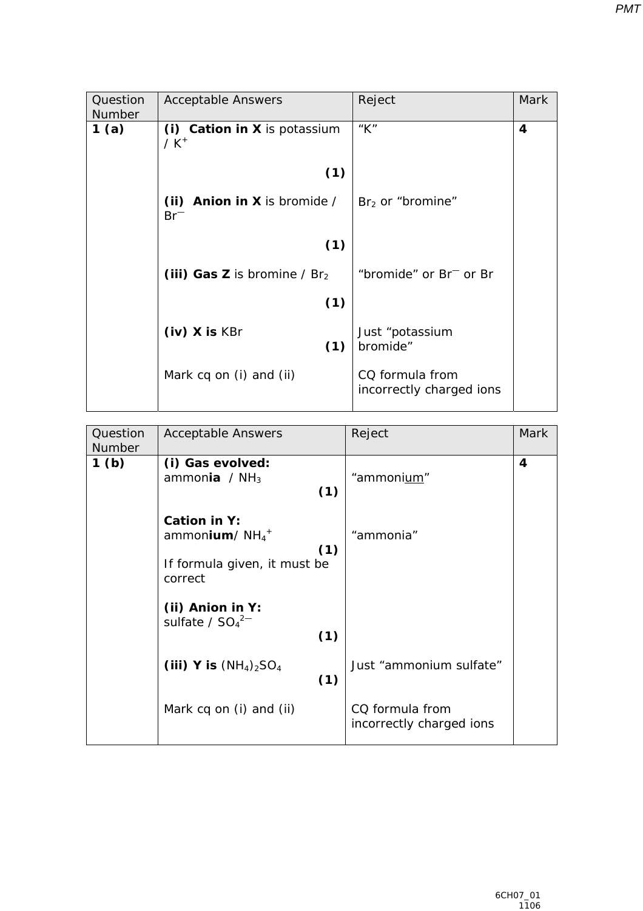| Question Number | Acceptable Answers | Reject | Mark |
|---|---|---|---|
| 1 (a) | **(i) Cation in X** is potassium / $K^+$ **(1)** | "K" | 4 |
| | **(ii) Anion in X** is bromide / $Br^-$ **(1)** | $Br_2$ or "bromine" | |
| | **(iii) Gas Z** is bromine / $Br_2$ **(1)** | "bromide" or $Br^-$ or Br | |
| | **(iv) X is** KBr **(1)** | Just "potassium bromide" | |
| | Mark cq on (i) and (ii) | CQ formula from incorrectly charged ions | |

| Question Number | Acceptable Answers | Reject | Mark |
|---|---|---|---|
| 1 (b) | **(i) Gas evolved:** ammon**ia** / $NH_3$ **(1)** | "ammonium" | 4 |
| | **Cation in Y:** ammon**ium**/ $NH_4^+$ **(1)** If formula given, it must be correct | "ammonia" | |
| | **(ii) Anion in Y:** sulfate / $SO_4^{2-}$ **(1)** | | |
| | **(iii) Y is** $(NH_4)_2SO_4$ **(1)** | Just "ammonium sulfate" | |
| | Mark cq on (i) and (ii) | CQ formula from incorrectly charged ions | |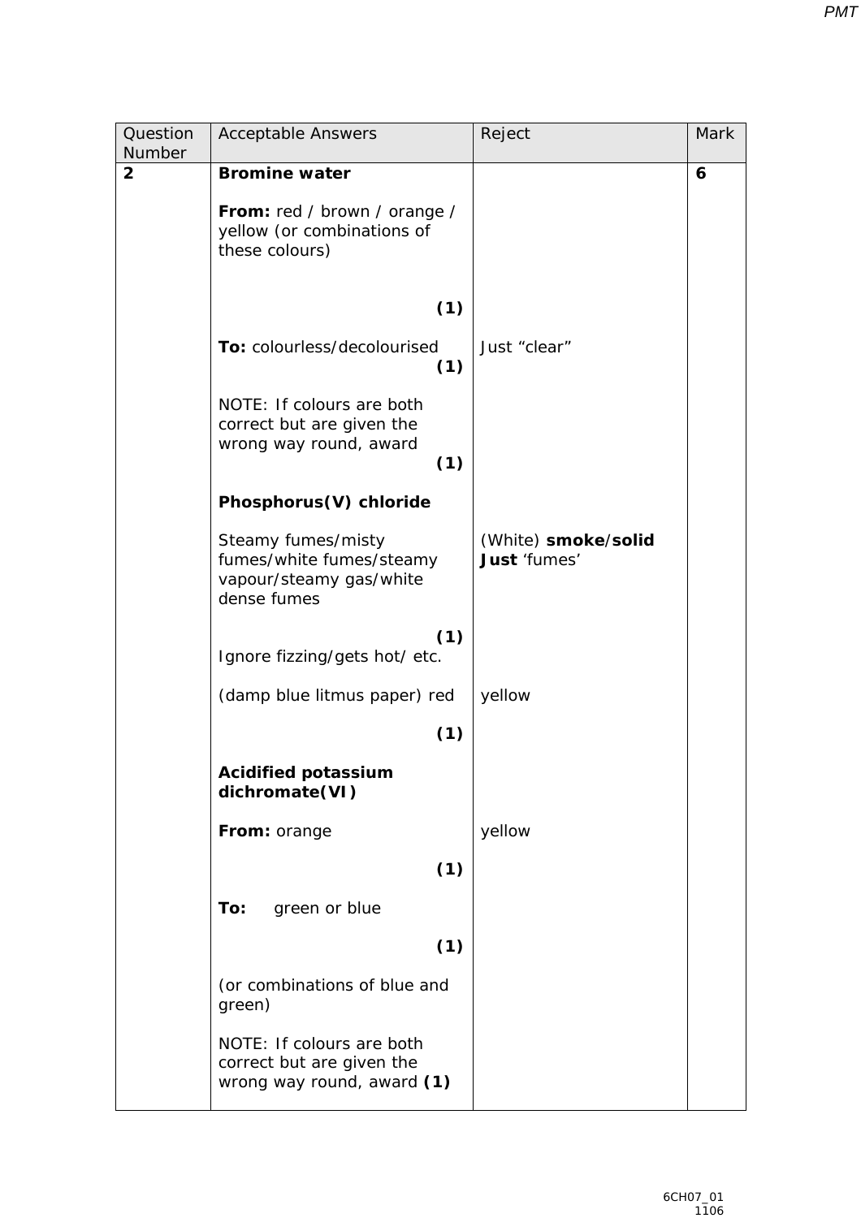| Question Number | Acceptable Answers | Reject | Mark |
|---|---|---|---|
| **2** | **Bromine water**<br><br>**From:** red / brown / orange / yellow (or combinations of these colours) **(1)**<br><br>**To:** colourless/decolourised **(1)**<br><br>NOTE: If colours are both correct but are given the wrong way round, award **(1)**<br><br>**Phosphorus(V) chloride**<br><br>Steamy fumes/misty fumes/white fumes/steamy vapour/steamy gas/white dense fumes **(1)**<br>Ignore fizzing/gets hot/ etc.<br><br>(damp blue litmus paper) red **(1)**<br><br>**Acidified potassium dichromate(VI)**<br><br>**From:** orange **(1)**<br><br>**To:** green or blue **(1)**<br><br>(or combinations of blue and green)<br><br>NOTE: If colours are both correct but are given the wrong way round, award **(1)** | Just "clear"<br><br>(White) **smoke**/**solid**<br>**Just** 'fumes'<br><br>yellow<br><br>yellow | **6** |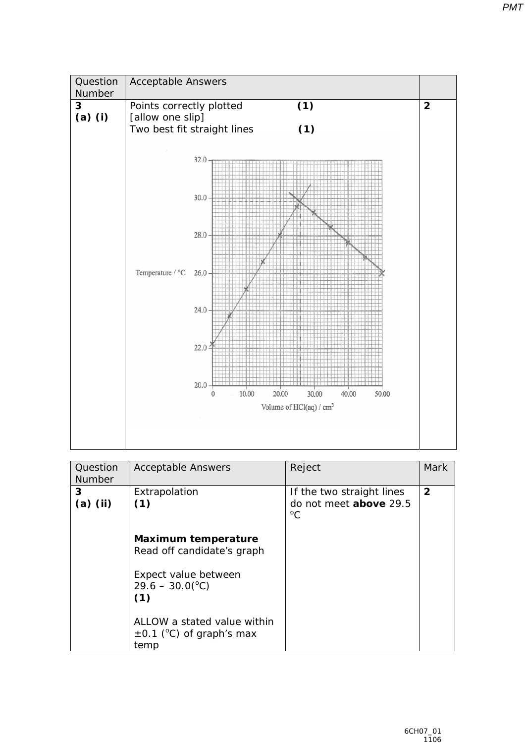| Question Number | Acceptable Answers | |
|---|---|---|
| 3 (a) (i) | Points correctly plotted (1) [allow one slip] Two best fit straight lines (1) | 2 |

| Question Number | Acceptable Answers | Reject | Mark |
|---|---|---|---|
| 3 (a) (ii) | Extrapolation **(1)** **Maximum temperature** Read off candidate's graph Expect value between 29.6 – 30.0(°C) **(1)** ALLOW a stated value within ±0.1 (°C) of graph's max temp | If the two straight lines do not meet **above** 29.5 °C | 2 |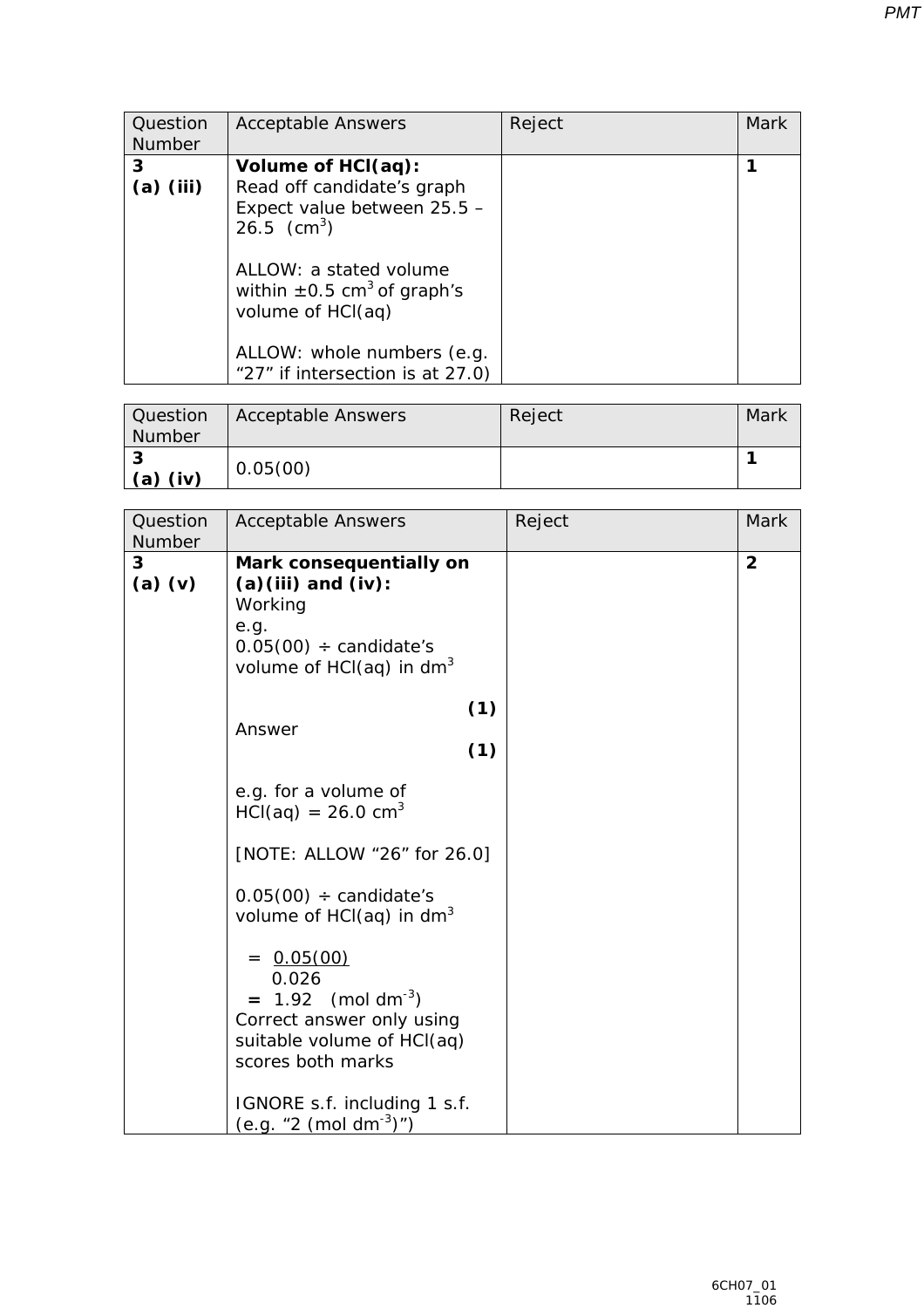| Question Number | Acceptable Answers | Reject | Mark |
|---|---|---|---|
| 3 (a) (iii) | **Volume of HCl(aq):** Read off candidate's graph Expect value between 25.5 – 26.5 ($cm^3$)<br><br>ALLOW: a stated volume within ±0.5 $cm^3$ of graph's volume of HCl(aq)<br><br>ALLOW: whole numbers (e.g. "27" if intersection is at 27.0) | | **1** |

| Question Number | Acceptable Answers | Reject | Mark |
|---|---|---|---|
| 3 (a) (iv) | 0.05(00) | | **1** |

| Question Number | Acceptable Answers | Reject | Mark |
|---|---|---|---|
| 3 (a) (v) | **Mark consequentially on (a)(iii) and (iv):**<br>Working<br>e.g.<br>0.05(00) ÷ candidate's volume of HCl(aq) in $dm^3$ **(1)**<br>Answer **(1)**<br><br>e.g. for a volume of HCl(aq) = 26.0 $cm^3$<br><br>[NOTE: ALLOW "26" for 26.0]<br><br>0.05(00) ÷ candidate's volume of HCl(aq) in $dm^3$<br><br>$= \frac{0.05(00)}{0.026}$<br>**=** 1.92 (mol $dm^{-3}$)<br>Correct answer only using suitable volume of HCl(aq) scores both marks<br><br>IGNORE s.f. including 1 s.f. (e.g. "2 (mol $dm^{-3}$)") | | **2** |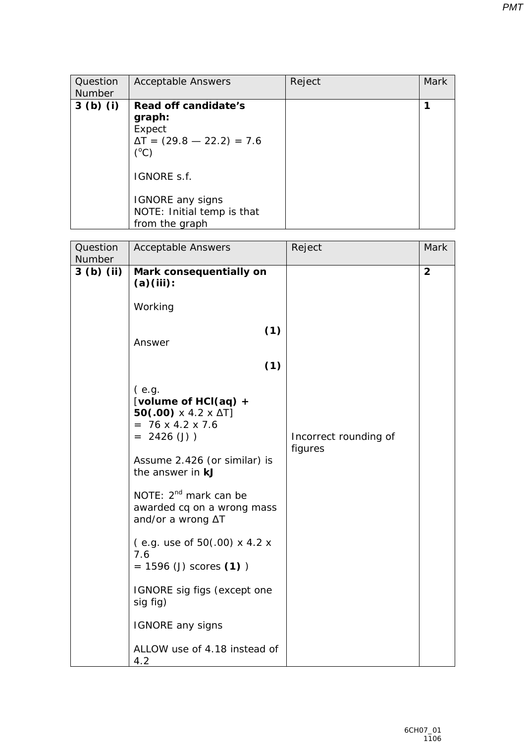| Question Number | Acceptable Answers | Reject | Mark |
|---|---|---|---|
| 3 (b) (i) | **Read off candidate's graph:**<br>Expect<br>$\Delta T = (29.8 — 22.2) = 7.6$ ($^{o}C$)<br><br>IGNORE s.f.<br><br>IGNORE any signs<br>NOTE: Initial temp is that from the graph | | **1** |

| Question Number | Acceptable Answers | Reject | Mark |
|---|---|---|---|
| 3 (b) (ii) | **Mark consequentially on (a)(iii):**<br><br>Working **(1)**<br>Answer **(1)**<br><br>( e.g.<br>[**volume of HCl(aq) + 50(.00)** x 4.2 x ΔT]<br>= 76 x 4.2 x 7.6<br>= 2426 (J) )<br><br>Assume 2.426 (or similar) is the answer in **kJ**<br><br>NOTE: 2nd mark can be awarded cq on a wrong mass and/or a wrong ΔT<br><br>( e.g. use of 50(.00) x 4.2 x 7.6<br>= 1596 (J) scores **(1)** )<br><br>IGNORE sig figs (except one sig fig)<br><br>IGNORE any signs<br><br>ALLOW use of 4.18 instead of 4.2 | Incorrect rounding of figures | **2** |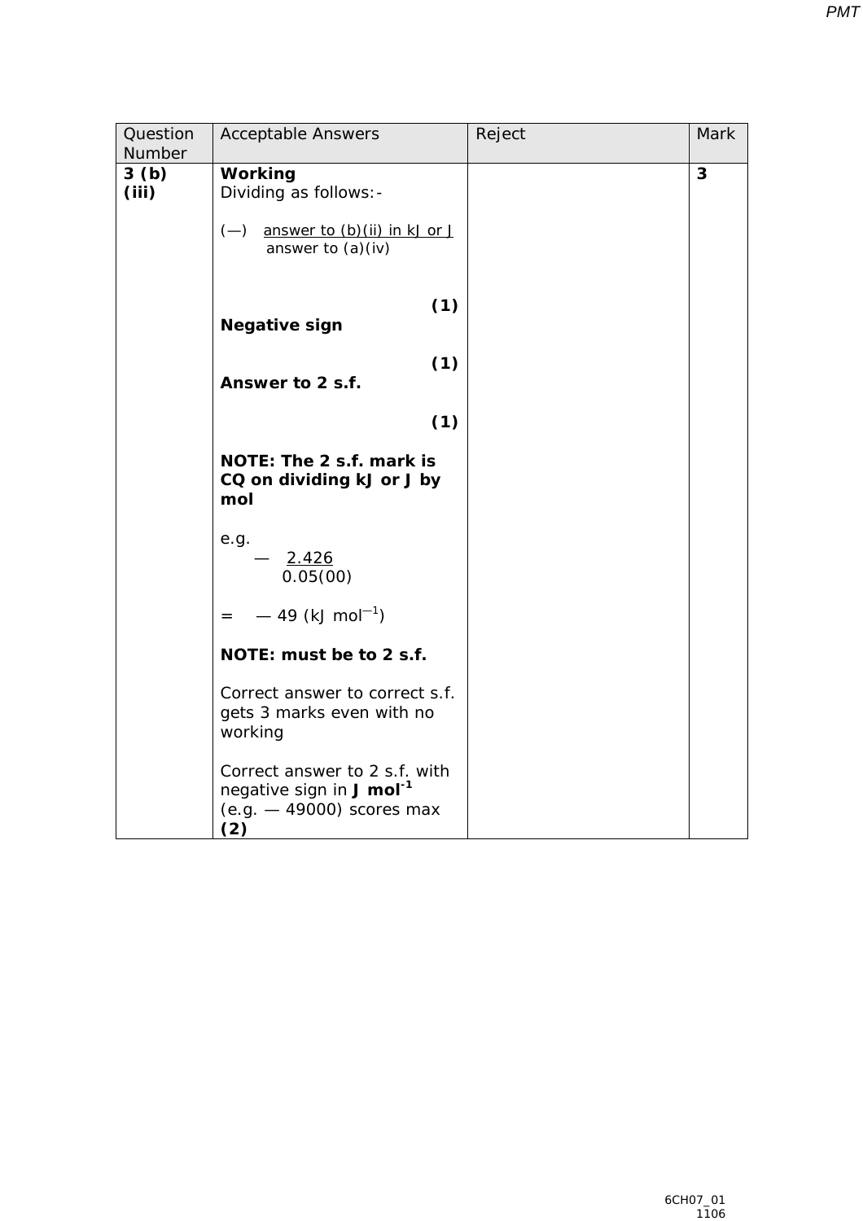| Question Number | Acceptable Answers | Reject | Mark |
| --- | --- | --- | --- |
| **3 (b) (iii)** | **Working**<br>Dividing as follows:-<br><br>(—) $\frac{\text{answer to (b)(ii) in kJ or J}}{\text{answer to (a)(iv)}}$ **(1)**<br><br>**Negative sign** **(1)**<br><br>**Answer to 2 s.f.** **(1)**<br><br>**NOTE: The 2 s.f. mark is CQ on dividing kJ or J by mol**<br><br>e.g.<br>$- \frac{2.426}{0.05(00)}$<br><br>$= \; -49$ (kJ mol$^{-1}$)<br><br>**NOTE: must be to 2 s.f.**<br><br>Correct answer to correct s.f. gets 3 marks even with no working<br><br>Correct answer to 2 s.f. with negative sign in **J mol$^{-1}$** (e.g. — 49000) scores max **(2)** | | **3** |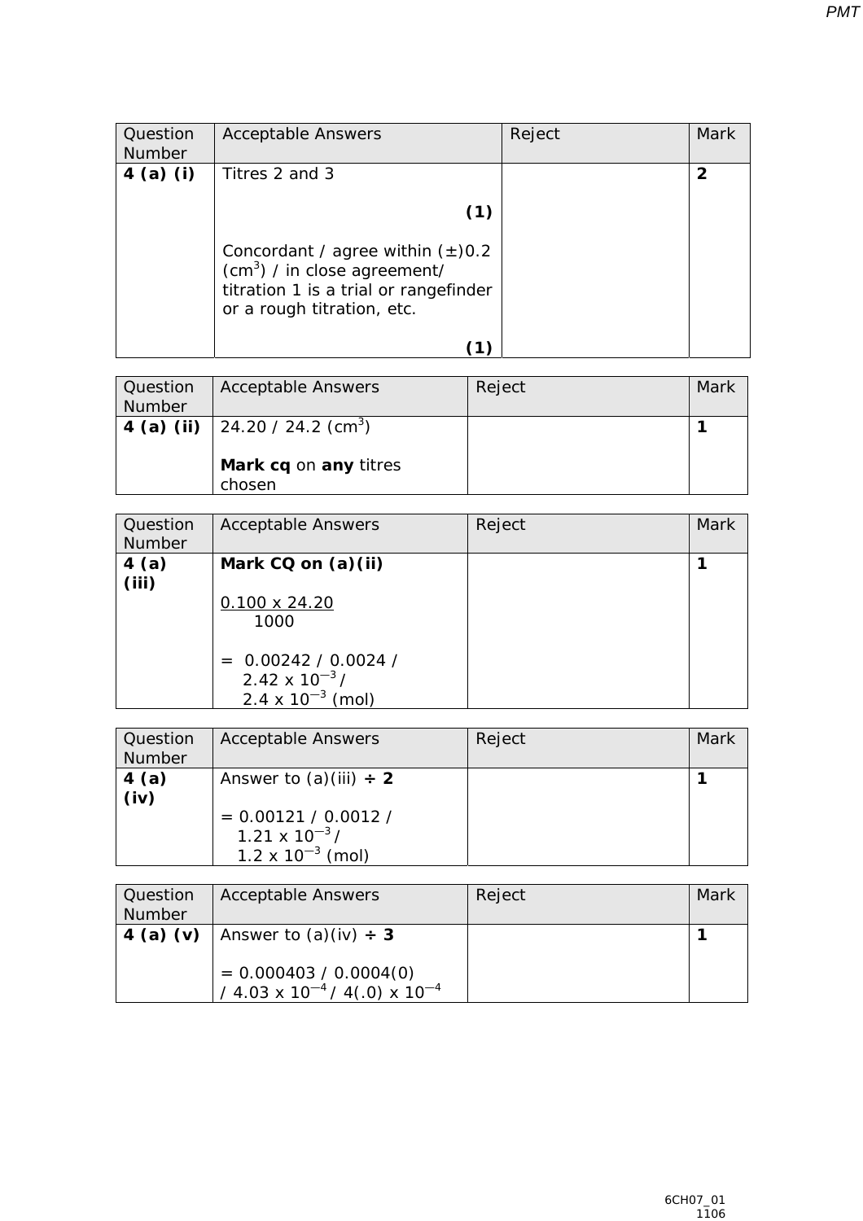| Question Number | Acceptable Answers | Reject | Mark |
| --- | --- | --- | --- |
| **4 (a) (i)** | Titres 2 and 3 **(1)**<br><br>Concordant / agree within (±)0.2 ($cm^3$) / in close agreement/ titration 1 is a trial or rangefinder or a rough titration, etc. **(1)** | | **2** |

| Question Number | Acceptable Answers | Reject | Mark |
| --- | --- | --- | --- |
| **4 (a) (ii)** | 24.20 / 24.2 ($cm^3$)<br><br>**Mark cq** on **any** titres chosen | | **1** |

| Question Number | Acceptable Answers | Reject | Mark |
| --- | --- | --- | --- |
| **4 (a) (iii)** | **Mark CQ on (a)(ii)**<br><br>$\frac{0.100 \times 24.20}{1000}$<br><br>= 0.00242 / 0.0024 / $2.42 \times 10^{-3}$ / $2.4 \times 10^{-3}$ (mol) | | **1** |

| Question Number | Acceptable Answers | Reject | Mark |
| --- | --- | --- | --- |
| **4 (a) (iv)** | Answer to (a)(iii) ÷ **2**<br><br>= 0.00121 / 0.0012 / $1.21 \times 10^{-3}$ / $1.2 \times 10^{-3}$ (mol) | | **1** |

| Question Number | Acceptable Answers | Reject | Mark |
| --- | --- | --- | --- |
| **4 (a) (v)** | Answer to (a)(iv) ÷ **3**<br><br>= 0.000403 / 0.0004(0) / $4.03 \times 10^{-4}$ / 4(.0) $\times 10^{-4}$ | | **1** |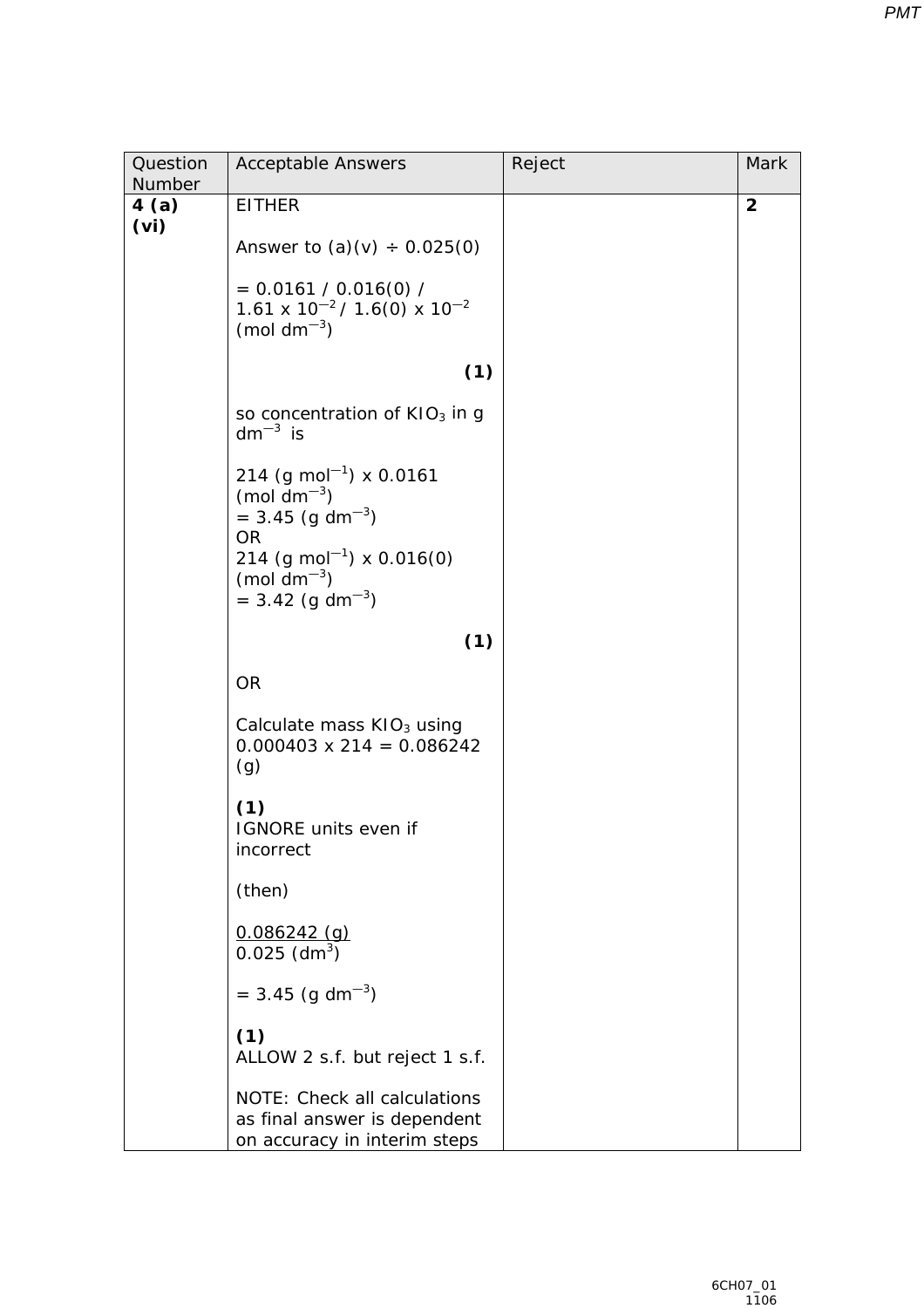| Question Number | Acceptable Answers | Reject | Mark |
|---|---|---|---|
| **4 (a) (vi)** | EITHER<br><br>Answer to (a)(v) ÷ 0.025(0)<br><br>= 0.0161 / 0.016(0) / $1.61 \times 10^{-2}$ / $1.6(0) \times 10^{-2}$ (mol $dm^{-3}$)<br><br>**(1)**<br><br>so concentration of $KIO_3$ in g $dm^{-3}$ is<br><br>214 (g $mol^{-1}$) x 0.0161 (mol $dm^{-3}$)<br>= 3.45 (g $dm^{-3}$)<br>OR<br>214 (g $mol^{-1}$) x 0.016(0) (mol $dm^{-3}$)<br>= 3.42 (g $dm^{-3}$)<br><br>**(1)**<br><br>OR<br><br>Calculate mass $KIO_3$ using 0.000403 x 214 = 0.086242 (g)<br><br>**(1)**<br>IGNORE units even if incorrect<br><br>(then)<br><br>$\frac{0.086242 \text{ (g)}}{0.025 \text{ (dm}^3\text{)}}$<br><br>= 3.45 (g $dm^{-3}$)<br><br>**(1)**<br>ALLOW 2 s.f. but reject 1 s.f.<br><br>NOTE: Check all calculations as final answer is dependent on accuracy in interim steps | | **2** |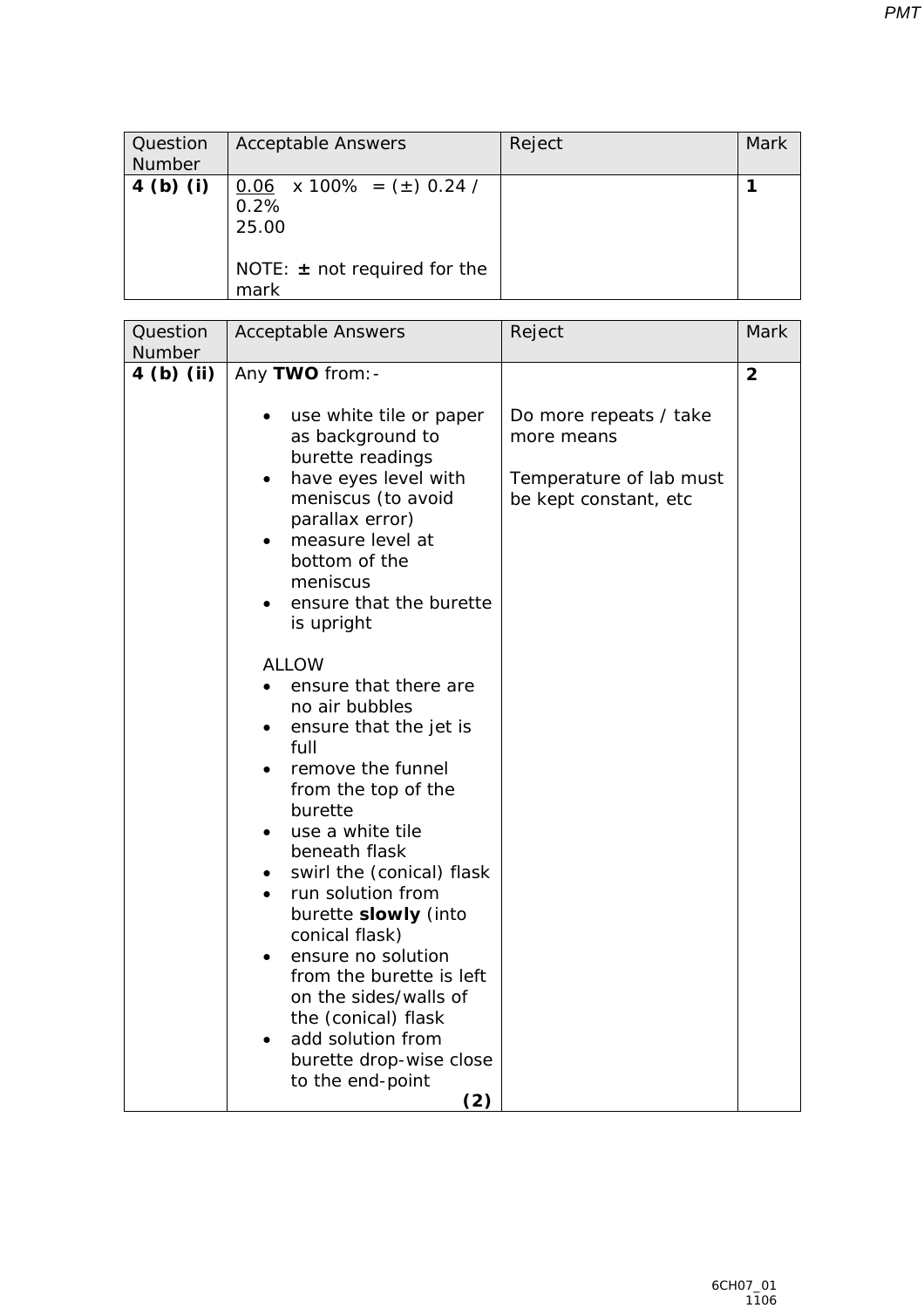| Question Number | Acceptable Answers | Reject | Mark |
|---|---|---|---|
| **4 (b) (i)** | $\frac{0.06}{25.00} \times 100\%$ = (±) 0.24 / 0.2%<br><br>NOTE: **±** not required for the mark | | **1** |

| Question Number | Acceptable Answers | Reject | Mark |
|---|---|---|---|
| **4 (b) (ii)** | Any **TWO** from:-<br><br>• use white tile or paper as background to burette readings<br>• have eyes level with meniscus (to avoid parallax error)<br>• measure level at bottom of the meniscus<br>• ensure that the burette is upright<br><br>ALLOW<br>• ensure that there are no air bubbles<br>• ensure that the jet is full<br>• remove the funnel from the top of the burette<br>• use a white tile beneath flask<br>• swirl the (conical) flask<br>• run solution from burette **slowly** (into conical flask)<br>• ensure no solution from the burette is left on the sides/walls of the (conical) flask<br>• add solution from burette drop-wise close to the end-point<br>**(2)** | Do more repeats / take more means<br><br>Temperature of lab must be kept constant, etc | **2** |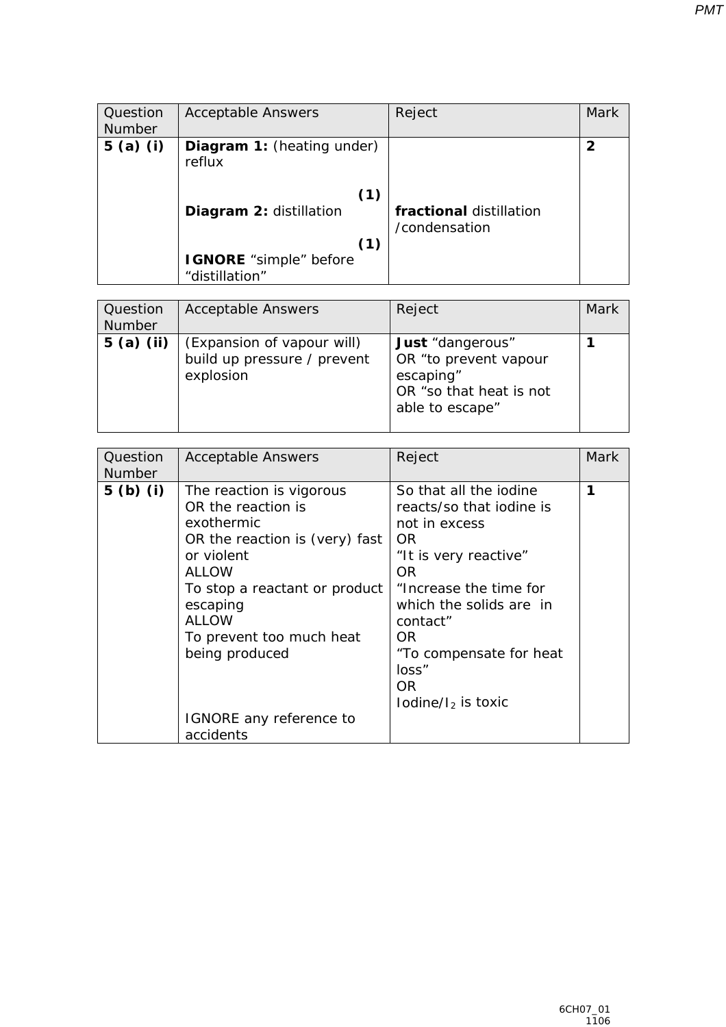| Question Number | Acceptable Answers | Reject | Mark |
|---|---|---|---|
| **5 (a) (i)** | **Diagram 1:** (heating under) reflux **(1)**<br>**Diagram 2:** distillation **(1)**<br>**IGNORE** "simple" before "distillation" | **fractional** distillation /condensation | **2** |

| Question Number | Acceptable Answers | Reject | Mark |
|---|---|---|---|
| **5 (a) (ii)** | (Expansion of vapour will) build up pressure / prevent explosion | **Just** "dangerous"<br>OR "to prevent vapour escaping"<br>OR "so that heat is not able to escape" | **1** |

| Question Number | Acceptable Answers | Reject | Mark |
|---|---|---|---|
| **5 (b) (i)** | The reaction is vigorous<br>OR the reaction is exothermic<br>OR the reaction is (very) fast or violent<br>ALLOW<br>To stop a reactant or product escaping<br>ALLOW<br>To prevent too much heat being produced<br><br>IGNORE any reference to accidents | So that all the iodine reacts/so that iodine is not in excess<br>OR<br>"It is very reactive"<br>OR<br>"Increase the time for which the solids are in contact"<br>OR<br>"To compensate for heat loss"<br>OR<br>Iodine/$I_2$ is toxic | **1** |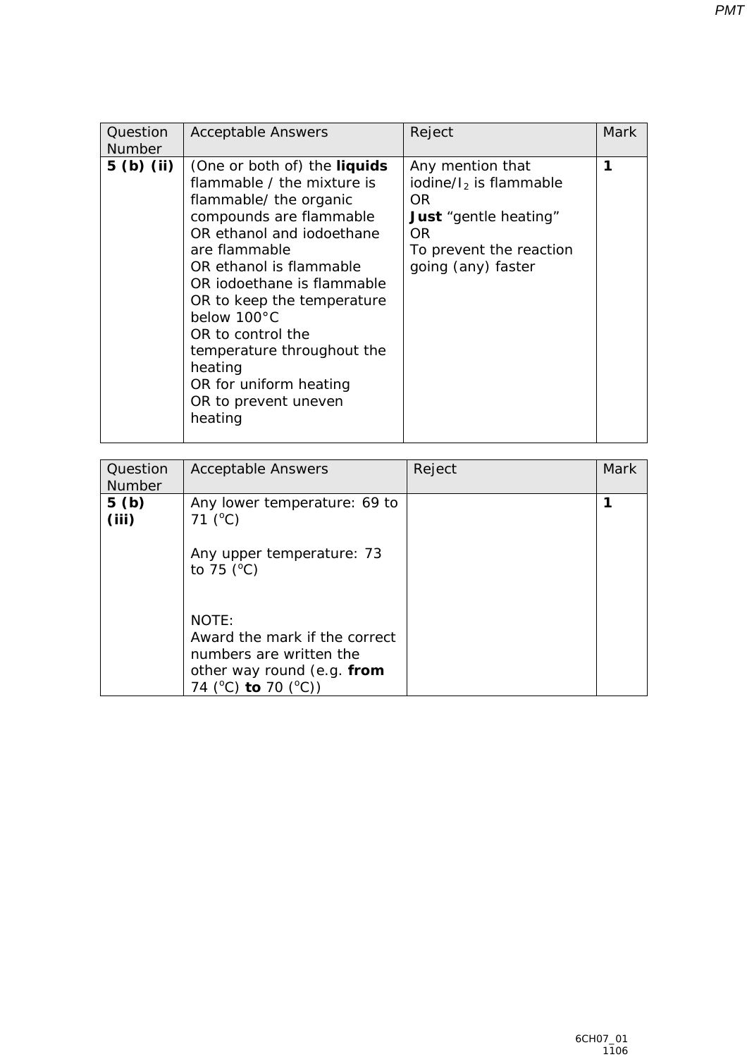| Question Number | Acceptable Answers | Reject | Mark |
|---|---|---|---|
| **5 (b) (ii)** | (One or both of) the **liquids** flammable / the mixture is flammable/ the organic compounds are flammable<br>OR ethanol and iodoethane are flammable<br>OR ethanol is flammable<br>OR iodoethane is flammable<br>OR to keep the temperature below 100°C<br>OR to control the temperature throughout the heating<br>OR for uniform heating<br>OR to prevent uneven heating | Any mention that iodine/$I_2$ is flammable<br>OR<br>**Just** "gentle heating"<br>OR<br>To prevent the reaction going (any) faster | **1** |

| Question Number | Acceptable Answers | Reject | Mark |
|---|---|---|---|
| **5 (b) (iii)** | Any lower temperature: 69 to 71 (°C)<br><br>Any upper temperature: 73 to 75 (°C)<br><br>NOTE:<br>Award the mark if the correct numbers are written the other way round (e.g. **from** 74 (°C) **to** 70 (°C)) | | **1** |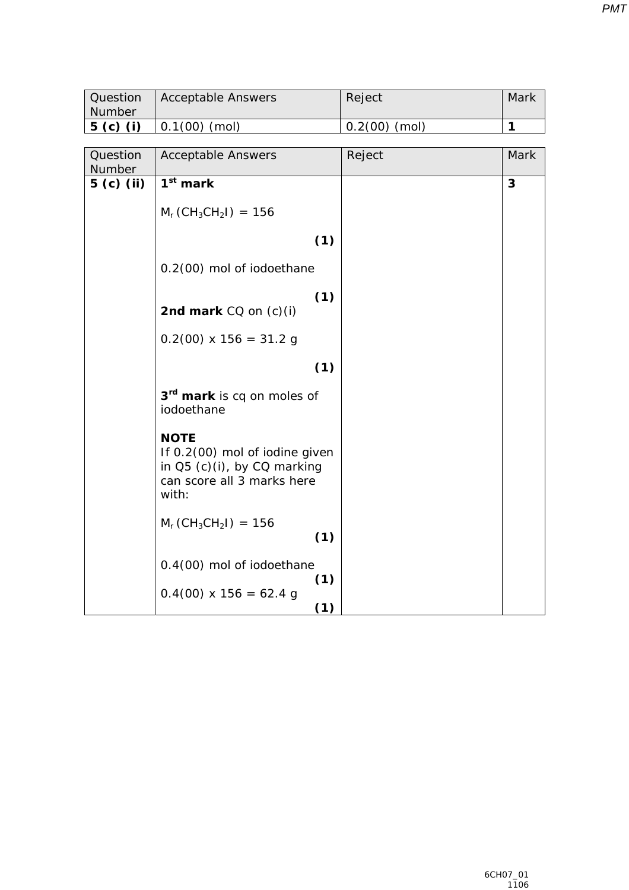| Question Number | Acceptable Answers | Reject | Mark |
|---|---|---|---|
| **5 (c) (i)** | 0.1(00) (mol) | 0.2(00) (mol) | **1** |

| Question Number | Acceptable Answers | Reject | Mark |
|---|---|---|---|
| **5 (c) (ii)** | **1st mark**<br><br>$M_r$ ($CH_3CH_2I$) = 156 **(1)**<br><br>0.2(00) mol of iodoethane **(1)**<br><br>**2nd mark** CQ on (c)(i)<br><br>0.2(00) x 156 = 31.2 g **(1)**<br><br>**3rd mark** is cq on moles of iodoethane<br><br>**NOTE**<br>If 0.2(00) mol of iodine given in Q5 (c)(i), by CQ marking can score all 3 marks here with:<br><br>$M_r$ ($CH_3CH_2I$) = 156 **(1)**<br><br>0.4(00) mol of iodoethane **(1)**<br>0.4(00) x 156 = 62.4 g **(1)** | | **3** |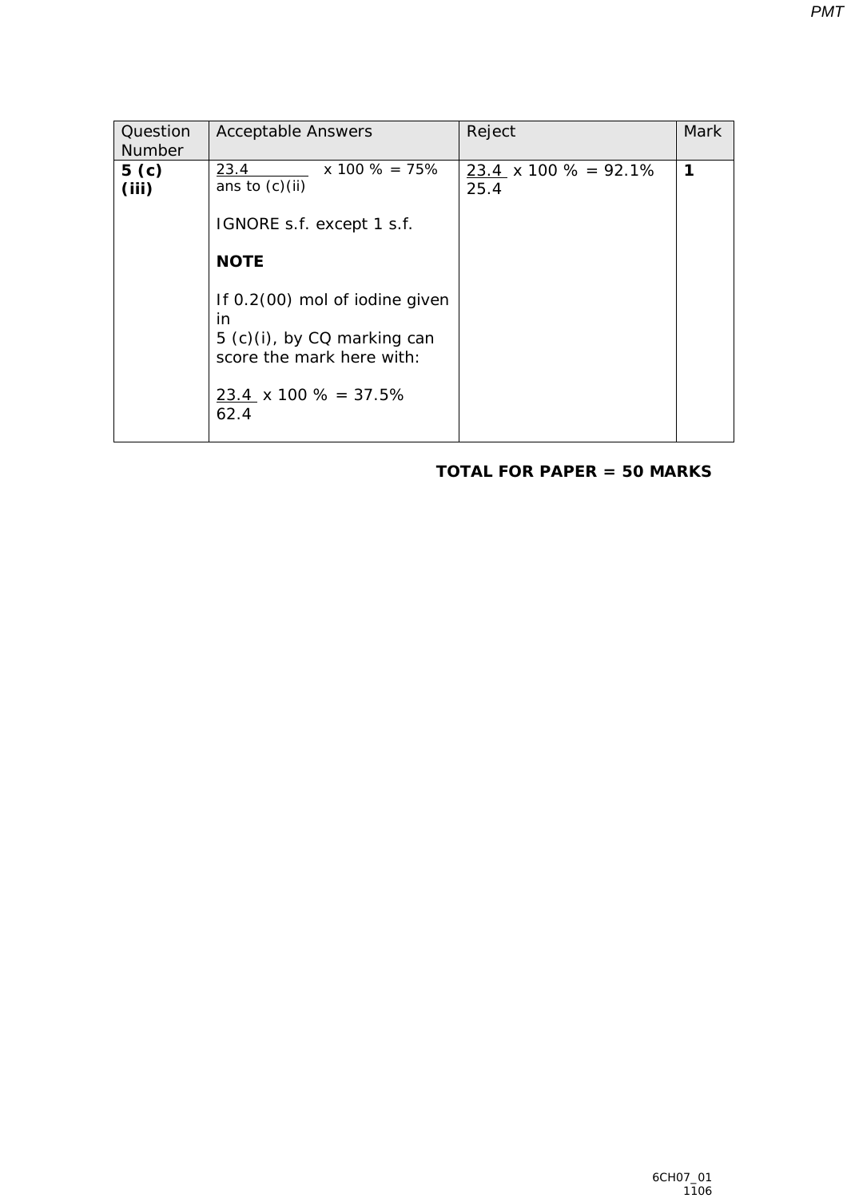| Question Number | Acceptable Answers | Reject | Mark |
|---|---|---|---|
| **5 (c) (iii)** | $\frac{23.4}{\text{ans to (c)(ii)}}$ x 100 % = 75% <br><br> IGNORE s.f. except 1 s.f. <br><br> **NOTE** <br><br> If 0.2(00) mol of iodine given in 5 (c)(i), by CQ marking can score the mark here with: <br><br> $\frac{23.4}{62.4}$ x 100 % = 37.5% | $\frac{23.4}{25.4}$ x 100 % = 92.1% | **1** |

**TOTAL FOR PAPER = 50 MARKS**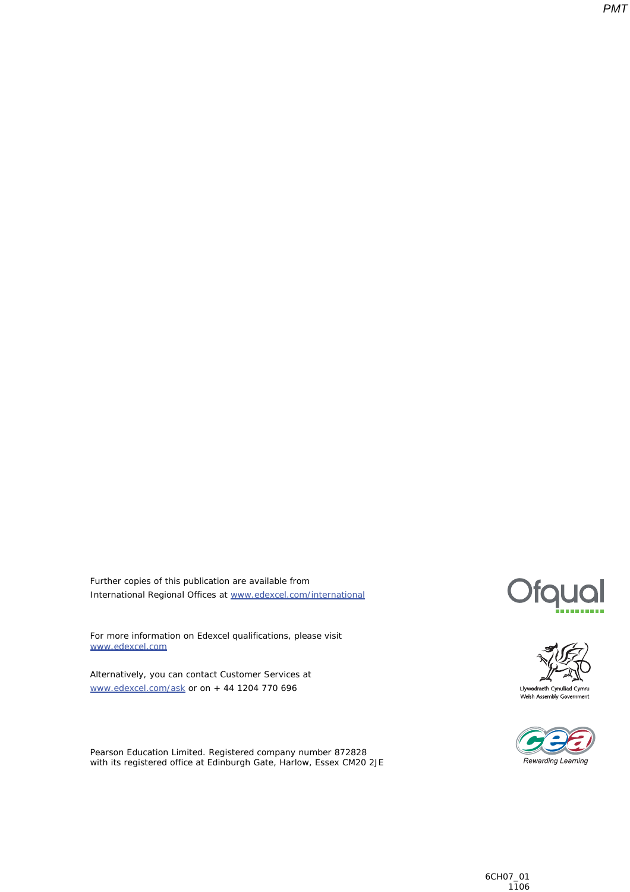Further copies of this publication are available from
International Regional Offices at www.edexcel.com/international

For more information on Edexcel qualifications, please visit
www.edexcel.com

Alternatively, you can contact Customer Services at
www.edexcel.com/ask or on + 44 1204 770 696

Pearson Education Limited. Registered company number 872828
with its registered office at Edinburgh Gate, Harlow, Essex CM20 2JE

Ofqual

Llywodraeth Cynulliad Cymru
Welsh Assembly Government

Rewarding Learning

6CH07_01
1106